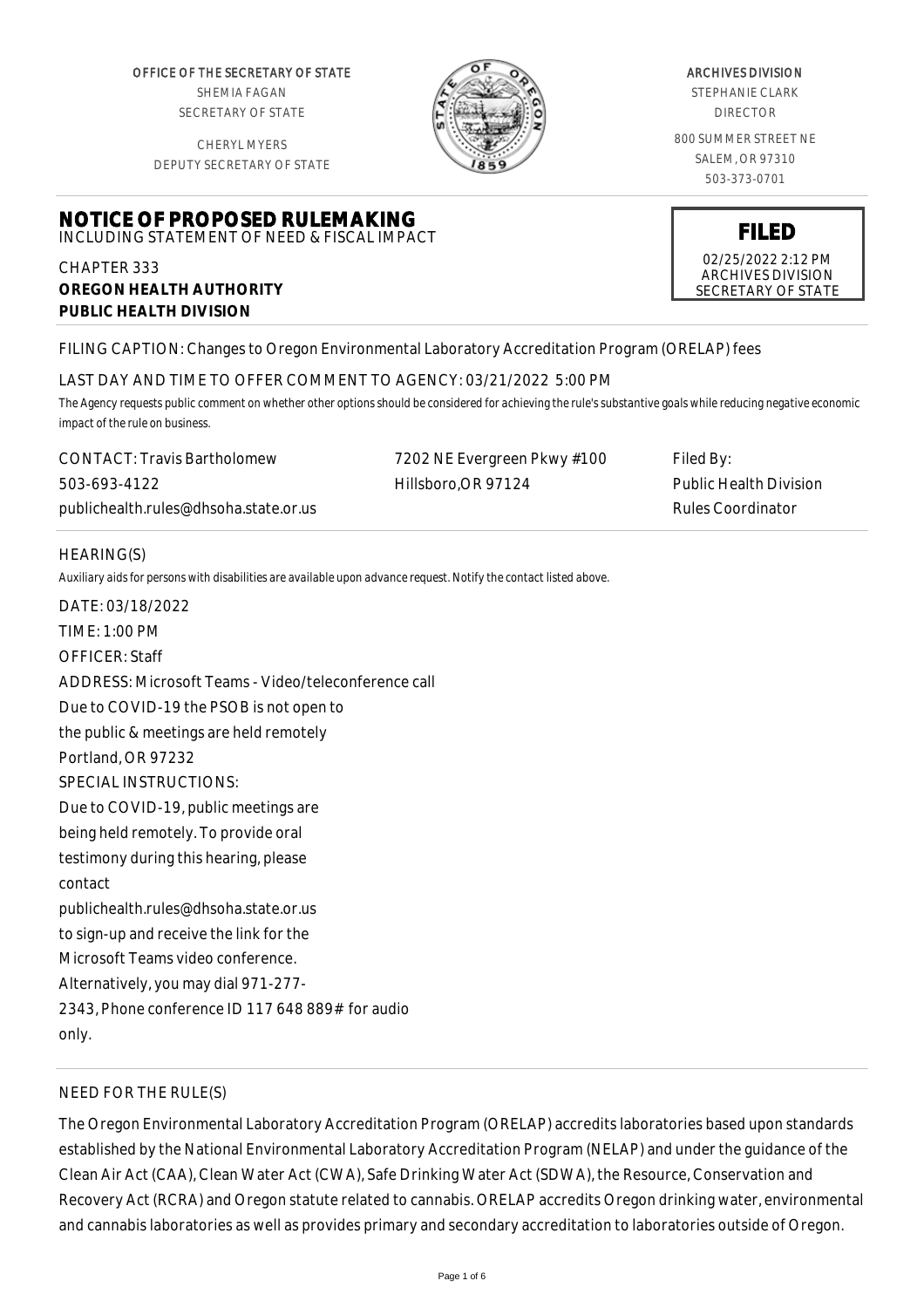OFFICE OF THE SECRETARY OF STATE
SHEMIA FAGAN
SECRETARY OF STATE

CHERYL MYERS
DEPUTY SECRETARY OF STATE

ARCHIVES DIVISION
STEPHANIE CLARK
DIRECTOR

800 SUMMER STREET NE
SALEM, OR 97310
503-373-0701

# NOTICE OF PROPOSED RULEMAKING

INCLUDING STATEMENT OF NEED & FISCAL IMPACT

**FILED**
02/25/2022 2:12 PM
ARCHIVES DIVISION
SECRETARY OF STATE

CHAPTER 333
**OREGON HEALTH AUTHORITY**
**PUBLIC HEALTH DIVISION**

FILING CAPTION: Changes to Oregon Environmental Laboratory Accreditation Program (ORELAP) fees

LAST DAY AND TIME TO OFFER COMMENT TO AGENCY: 03/21/2022 5:00 PM

*The Agency requests public comment on whether other options should be considered for achieving the rule's substantive goals while reducing negative economic impact of the rule on business.*

CONTACT: Travis Bartholomew
503-693-4122
publichealth.rules@dhsoha.state.or.us

7202 NE Evergreen Pkwy #100
Hillsboro,OR 97124

Filed By:
Public Health Division
Rules Coordinator

HEARING(S)

*Auxiliary aids for persons with disabilities are available upon advance request. Notify the contact listed above.*

DATE: 03/18/2022
TIME: 1:00 PM
OFFICER: Staff
ADDRESS: Microsoft Teams - Video/teleconference call
Due to COVID-19 the PSOB is not open to
the public & meetings are held remotely
Portland, OR 97232
SPECIAL INSTRUCTIONS:
Due to COVID-19, public meetings are
being held remotely. To provide oral
testimony during this hearing, please
contact
publichealth.rules@dhsoha.state.or.us
to sign-up and receive the link for the
Microsoft Teams video conference.
Alternatively, you may dial 971-277-
2343, Phone conference ID 117 648 889# for audio
only.

NEED FOR THE RULE(S)

The Oregon Environmental Laboratory Accreditation Program (ORELAP) accredits laboratories based upon standards established by the National Environmental Laboratory Accreditation Program (NELAP) and under the guidance of the Clean Air Act (CAA), Clean Water Act (CWA), Safe Drinking Water Act (SDWA), the Resource, Conservation and Recovery Act (RCRA) and Oregon statute related to cannabis. ORELAP accredits Oregon drinking water, environmental and cannabis laboratories as well as provides primary and secondary accreditation to laboratories outside of Oregon.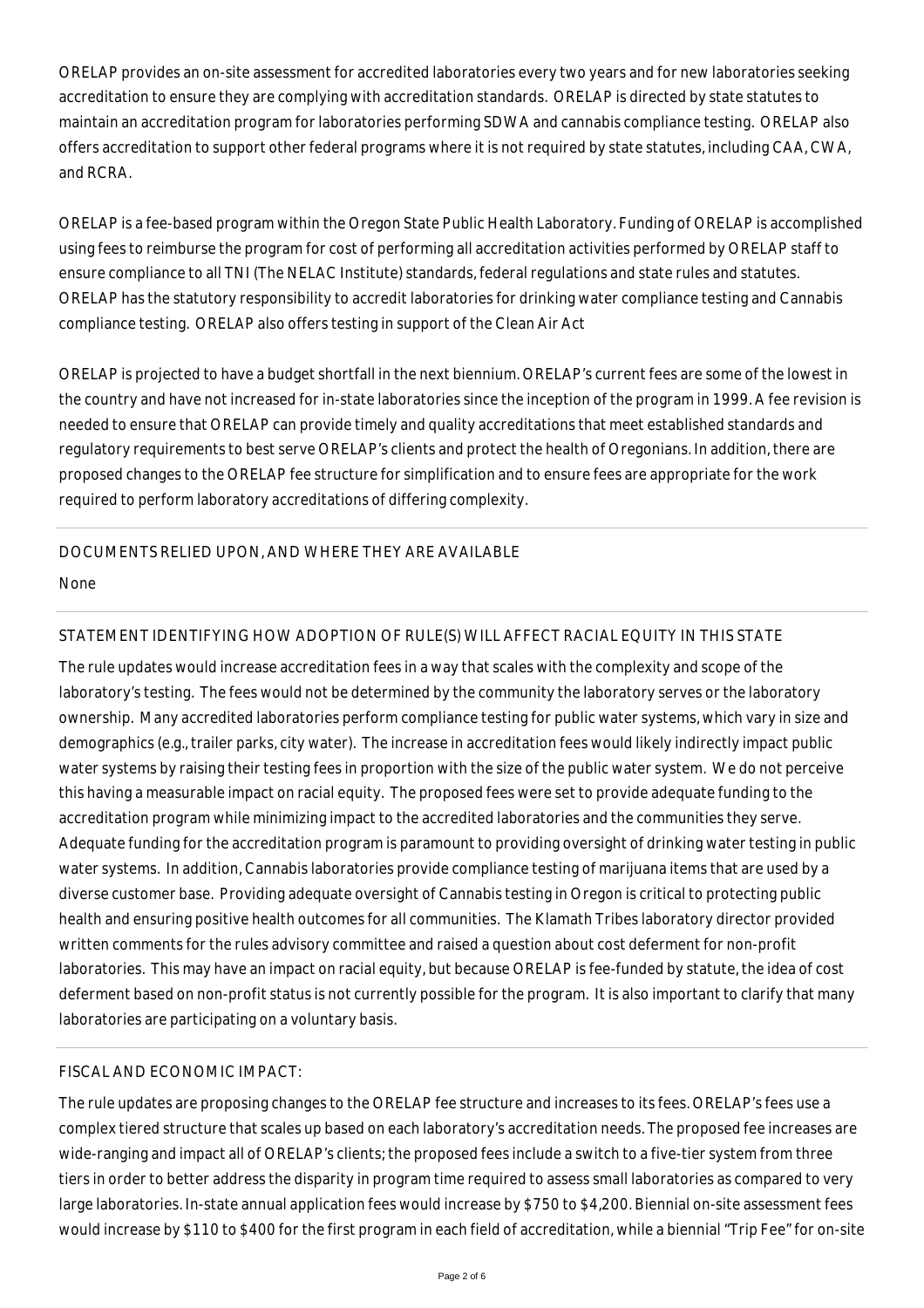ORELAP provides an on-site assessment for accredited laboratories every two years and for new laboratories seeking accreditation to ensure they are complying with accreditation standards. ORELAP is directed by state statutes to maintain an accreditation program for laboratories performing SDWA and cannabis compliance testing. ORELAP also offers accreditation to support other federal programs where it is not required by state statutes, including CAA, CWA, and RCRA.

ORELAP is a fee-based program within the Oregon State Public Health Laboratory. Funding of ORELAP is accomplished using fees to reimburse the program for cost of performing all accreditation activities performed by ORELAP staff to ensure compliance to all TNI (The NELAC Institute) standards, federal regulations and state rules and statutes. ORELAP has the statutory responsibility to accredit laboratories for drinking water compliance testing and Cannabis compliance testing. ORELAP also offers testing in support of the Clean Air Act

ORELAP is projected to have a budget shortfall in the next biennium. ORELAP's current fees are some of the lowest in the country and have not increased for in-state laboratories since the inception of the program in 1999. A fee revision is needed to ensure that ORELAP can provide timely and quality accreditations that meet established standards and regulatory requirements to best serve ORELAP's clients and protect the health of Oregonians. In addition, there are proposed changes to the ORELAP fee structure for simplification and to ensure fees are appropriate for the work required to perform laboratory accreditations of differing complexity.

## DOCUMENTS RELIED UPON, AND WHERE THEY ARE AVAILABLE

None

## STATEMENT IDENTIFYING HOW ADOPTION OF RULE(S) WILL AFFECT RACIAL EQUITY IN THIS STATE

The rule updates would increase accreditation fees in a way that scales with the complexity and scope of the laboratory's testing. The fees would not be determined by the community the laboratory serves or the laboratory ownership. Many accredited laboratories perform compliance testing for public water systems, which vary in size and demographics (e.g., trailer parks, city water). The increase in accreditation fees would likely indirectly impact public water systems by raising their testing fees in proportion with the size of the public water system. We do not perceive this having a measurable impact on racial equity. The proposed fees were set to provide adequate funding to the accreditation program while minimizing impact to the accredited laboratories and the communities they serve. Adequate funding for the accreditation program is paramount to providing oversight of drinking water testing in public water systems. In addition, Cannabis laboratories provide compliance testing of marijuana items that are used by a diverse customer base. Providing adequate oversight of Cannabis testing in Oregon is critical to protecting public health and ensuring positive health outcomes for all communities. The Klamath Tribes laboratory director provided written comments for the rules advisory committee and raised a question about cost deferment for non-profit laboratories. This may have an impact on racial equity, but because ORELAP is fee-funded by statute, the idea of cost deferment based on non-profit status is not currently possible for the program. It is also important to clarify that many laboratories are participating on a voluntary basis.

## FISCAL AND ECONOMIC IMPACT:

The rule updates are proposing changes to the ORELAP fee structure and increases to its fees. ORELAP's fees use a complex tiered structure that scales up based on each laboratory's accreditation needs. The proposed fee increases are wide-ranging and impact all of ORELAP's clients; the proposed fees include a switch to a five-tier system from three tiers in order to better address the disparity in program time required to assess small laboratories as compared to very large laboratories. In-state annual application fees would increase by $750 to $4,200. Biennial on-site assessment fees would increase by $110 to $400 for the first program in each field of accreditation, while a biennial "Trip Fee" for on-site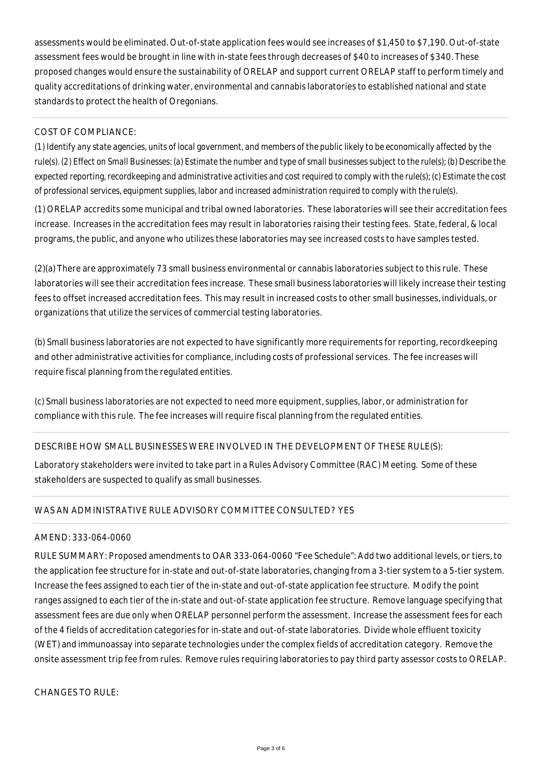assessments would be eliminated. Out-of-state application fees would see increases of $1,450 to $7,190. Out-of-state assessment fees would be brought in line with in-state fees through decreases of $40 to increases of $340. These proposed changes would ensure the sustainability of ORELAP and support current ORELAP staff to perform timely and quality accreditations of drinking water, environmental and cannabis laboratories to established national and state standards to protect the health of Oregonians.

COST OF COMPLIANCE:

*(1) Identify any state agencies, units of local government, and members of the public likely to be economically affected by the rule(s). (2) Effect on Small Businesses: (a) Estimate the number and type of small businesses subject to the rule(s); (b) Describe the expected reporting, recordkeeping and administrative activities and cost required to comply with the rule(s); (c) Estimate the cost of professional services, equipment supplies, labor and increased administration required to comply with the rule(s).*

(1) ORELAP accredits some municipal and tribal owned laboratories. These laboratories will see their accreditation fees increase. Increases in the accreditation fees may result in laboratories raising their testing fees. State, federal, & local programs, the public, and anyone who utilizes these laboratories may see increased costs to have samples tested.

(2)(a) There are approximately 73 small business environmental or cannabis laboratories subject to this rule. These laboratories will see their accreditation fees increase. These small business laboratories will likely increase their testing fees to offset increased accreditation fees. This may result in increased costs to other small businesses, individuals, or organizations that utilize the services of commercial testing laboratories.

(b) Small business laboratories are not expected to have significantly more requirements for reporting, recordkeeping and other administrative activities for compliance, including costs of professional services. The fee increases will require fiscal planning from the regulated entities.

(c) Small business laboratories are not expected to need more equipment, supplies, labor, or administration for compliance with this rule. The fee increases will require fiscal planning from the regulated entities.

DESCRIBE HOW SMALL BUSINESSES WERE INVOLVED IN THE DEVELOPMENT OF THESE RULE(S):

Laboratory stakeholders were invited to take part in a Rules Advisory Committee (RAC) Meeting. Some of these stakeholders are suspected to qualify as small businesses.

WAS AN ADMINISTRATIVE RULE ADVISORY COMMITTEE CONSULTED? YES

AMEND: 333-064-0060

RULE SUMMARY: Proposed amendments to OAR 333-064-0060 "Fee Schedule": Add two additional levels, or tiers, to the application fee structure for in-state and out-of-state laboratories, changing from a 3-tier system to a 5-tier system. Increase the fees assigned to each tier of the in-state and out-of-state application fee structure. Modify the point ranges assigned to each tier of the in-state and out-of-state application fee structure. Remove language specifying that assessment fees are due only when ORELAP personnel perform the assessment. Increase the assessment fees for each of the 4 fields of accreditation categories for in-state and out-of-state laboratories. Divide whole effluent toxicity (WET) and immunoassay into separate technologies under the complex fields of accreditation category. Remove the onsite assessment trip fee from rules. Remove rules requiring laboratories to pay third party assessor costs to ORELAP.

CHANGES TO RULE: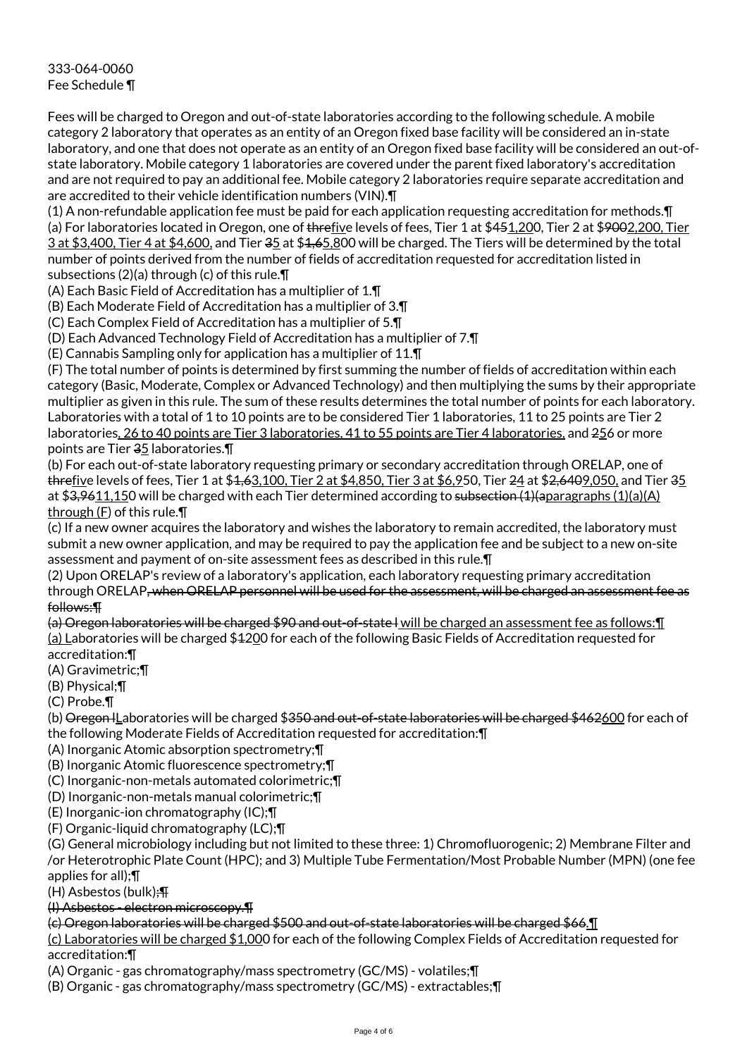333-064-0060
Fee Schedule ¶

Fees will be charged to Oregon and out-of-state laboratories according to the following schedule. A mobile category 2 laboratory that operates as an entity of an Oregon fixed base facility will be considered an in-state laboratory, and one that does not operate as an entity of an Oregon fixed base facility will be considered an out-of-state laboratory. Mobile category 1 laboratories are covered under the parent fixed laboratory's accreditation and are not required to pay an additional fee. Mobile category 2 laboratories require separate accreditation and are accredited to their vehicle identification numbers (VIN).¶

(1) A non-refundable application fee must be paid for each application requesting accreditation for methods.¶

(a) For laboratories located in Oregon, one of ~~thre~~five levels of fees, Tier 1 at $4~~5~~1,200, Tier 2 at $~~900~~2,200, Tier 3 at $3,400, Tier 4 at $4,600, and Tier ~~3~~5 at $~~1,6~~5,800 will be charged. The Tiers will be determined by the total number of points derived from the number of fields of accreditation requested for accreditation listed in subsections (2)(a) through (c) of this rule.¶

(A) Each Basic Field of Accreditation has a multiplier of 1.¶

(B) Each Moderate Field of Accreditation has a multiplier of 3.¶

(C) Each Complex Field of Accreditation has a multiplier of 5.¶

(D) Each Advanced Technology Field of Accreditation has a multiplier of 7.¶

(E) Cannabis Sampling only for application has a multiplier of 11.¶

(F) The total number of points is determined by first summing the number of fields of accreditation within each category (Basic, Moderate, Complex or Advanced Technology) and then multiplying the sums by their appropriate multiplier as given in this rule. The sum of these results determines the total number of points for each laboratory. Laboratories with a total of 1 to 10 points are to be considered Tier 1 laboratories, 11 to 25 points are Tier 2 laboratories, 26 to 40 points are Tier 3 laboratories, 41 to 55 points are Tier 4 laboratories, and ~~2~~56 or more points are Tier ~~3~~5 laboratories.¶

(b) For each out-of-state laboratory requesting primary or secondary accreditation through ORELAP, one of ~~thre~~five levels of fees, Tier 1 at $~~1,6~~3,100, Tier 2 at $4,850, Tier 3 at $6,950, Tier ~~2~~4 at $~~2,640~~9,050, and Tier ~~3~~5 at $~~3,96~~11,150 will be charged with each Tier determined according to ~~subsection (1)(a~~paragraphs (1)(a)(A) through (F) of this rule.¶

(c) If a new owner acquires the laboratory and wishes the laboratory to remain accredited, the laboratory must submit a new owner application, and may be required to pay the application fee and be subject to a new on-site assessment and payment of on-site assessment fees as described in this rule.¶

(2) Upon ORELAP's review of a laboratory's application, each laboratory requesting primary accreditation through ORELAP~~, when ORELAP personnel will be used for the assessment, will be charged an assessment fee as follows:¶~~

~~(a) Oregon laboratories will be charged $90 and out-of-state l~~ will be charged an assessment fee as follows:¶

(a) Laboratories will be charged $~~1~~200 for each of the following Basic Fields of Accreditation requested for accreditation:¶

(A) Gravimetric;¶

(B) Physical;¶

(C) Probe.¶

(b) ~~Oregon l~~Laboratories will be charged $~~350 and out-of-state laboratories will be charged $462~~600 for each of the following Moderate Fields of Accreditation requested for accreditation:¶

(A) Inorganic Atomic absorption spectrometry;¶

(B) Inorganic Atomic fluorescence spectrometry;¶

(C) Inorganic-non-metals automated colorimetric;¶

(D) Inorganic-non-metals manual colorimetric;¶

(E) Inorganic-ion chromatography (IC);¶

(F) Organic-liquid chromatography (LC);¶

(G) General microbiology including but not limited to these three: 1) Chromofluorogenic; 2) Membrane Filter and /or Heterotrophic Plate Count (HPC); and 3) Multiple Tube Fermentation/Most Probable Number (MPN) (one fee applies for all);¶

(H) Asbestos (bulk)~~;¶~~

~~(I) Asbestos - electron microscopy.¶~~

~~(c) Oregon laboratories will be charged $500 and out-of-state laboratories will be charged $66.~~¶

(c) Laboratories will be charged $1,000 for each of the following Complex Fields of Accreditation requested for accreditation:¶

(A) Organic - gas chromatography/mass spectrometry (GC/MS) - volatiles;¶

(B) Organic - gas chromatography/mass spectrometry (GC/MS) - extractables;¶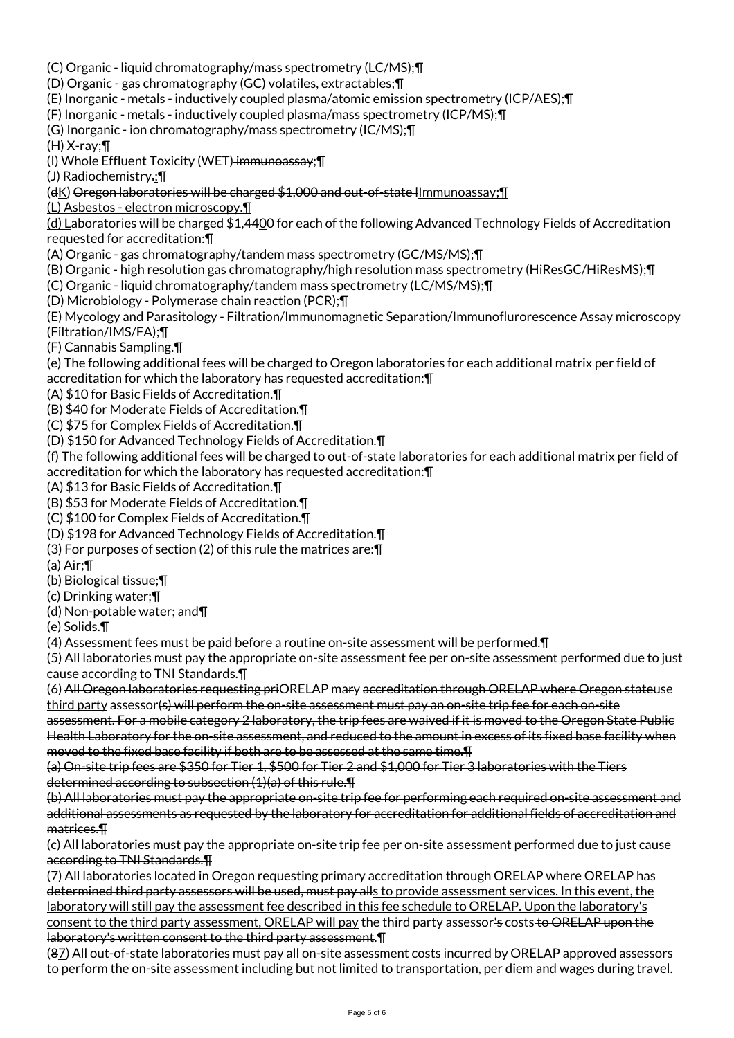(C) Organic - liquid chromatography/mass spectrometry (LC/MS);¶

(D) Organic - gas chromatography (GC) volatiles, extractables;¶

(E) Inorganic - metals - inductively coupled plasma/atomic emission spectrometry (ICP/AES);¶

(F) Inorganic - metals - inductively coupled plasma/mass spectrometry (ICP/MS);¶

(G) Inorganic - ion chromatography/mass spectrometry (IC/MS);¶

(H) X-ray;¶

(I) Whole Effluent Toxicity (WET) ~~immunoassay~~;¶

(J) Radiochemistry~~.~~;¶

(~~d~~K) ~~Oregon laboratories will be charged $1,000 and out-of-state l~~Immunoassay;¶

(L) Asbestos - electron microscopy.¶

(d) Laboratories will be charged $1,4400 for each of the following Advanced Technology Fields of Accreditation requested for accreditation:¶

(A) Organic - gas chromatography/tandem mass spectrometry (GC/MS/MS);¶

(B) Organic - high resolution gas chromatography/high resolution mass spectrometry (HiResGC/HiResMS);¶

(C) Organic - liquid chromatography/tandem mass spectrometry (LC/MS/MS);¶

(D) Microbiology - Polymerase chain reaction (PCR);¶

(E) Mycology and Parasitology - Filtration/Immunomagnetic Separation/Immunoflurorescence Assay microscopy (Filtration/IMS/FA);¶

(F) Cannabis Sampling.¶

(e) The following additional fees will be charged to Oregon laboratories for each additional matrix per field of accreditation for which the laboratory has requested accreditation:¶

(A) $10 for Basic Fields of Accreditation.¶

(B) $40 for Moderate Fields of Accreditation.¶

(C) $75 for Complex Fields of Accreditation.¶

(D) $150 for Advanced Technology Fields of Accreditation.¶

(f) The following additional fees will be charged to out-of-state laboratories for each additional matrix per field of accreditation for which the laboratory has requested accreditation:¶

(A) $13 for Basic Fields of Accreditation.¶

(B) $53 for Moderate Fields of Accreditation.¶

(C) $100 for Complex Fields of Accreditation.¶

(D) $198 for Advanced Technology Fields of Accreditation.¶

(3) For purposes of section (2) of this rule the matrices are:¶

(a) Air;¶

(b) Biological tissue;¶

(c) Drinking water;¶

(d) Non-potable water; and¶

(e) Solids.¶

(4) Assessment fees must be paid before a routine on-site assessment will be performed.¶

(5) All laboratories must pay the appropriate on-site assessment fee per on-site assessment performed due to just cause according to TNI Standards.¶

(6) ~~All Oregon laboratories requesting pri~~ORELAP ma~~r~~y ~~accreditation through ORELAP where Oregon state~~use third party assessor~~(s) will perform the on-site assessment must pay an on-site trip fee for each on-site assessment. For a mobile category 2 laboratory, the trip fees are waived if it is moved to the Oregon State Public Health Laboratory for the on-site assessment, and reduced to the amount in excess of its fixed base facility when moved to the fixed base facility if both are to be assessed at the same time.¶~~

~~(a) On-site trip fees are $350 for Tier 1, $500 for Tier 2 and $1,000 for Tier 3 laboratories with the Tiers determined according to subsection (1)(a) of this rule.¶~~

~~(b) All laboratories must pay the appropriate on-site trip fee for performing each required on-site assessment and additional assessments as requested by the laboratory for accreditation for additional fields of accreditation and matrices.¶~~

~~(c) All laboratories must pay the appropriate on-site trip fee per on-site assessment performed due to just cause according to TNI Standards.¶~~

~~(7) All laboratories located in Oregon requesting primary accreditation through ORELAP where ORELAP has determined third party assessors will be used, must pay all~~s to provide assessment services. In this event, the laboratory will still pay the assessment fee described in this fee schedule to ORELAP. Upon the laboratory's consent to the third party assessment, ORELAP will pay the third party assessor~~'s~~ costs ~~to ORELAP upon the laboratory's written consent to the third party assessment~~.¶

(~~8~~7) All out-of-state laboratories must pay all on-site assessment costs incurred by ORELAP approved assessors to perform the on-site assessment including but not limited to transportation, per diem and wages during travel.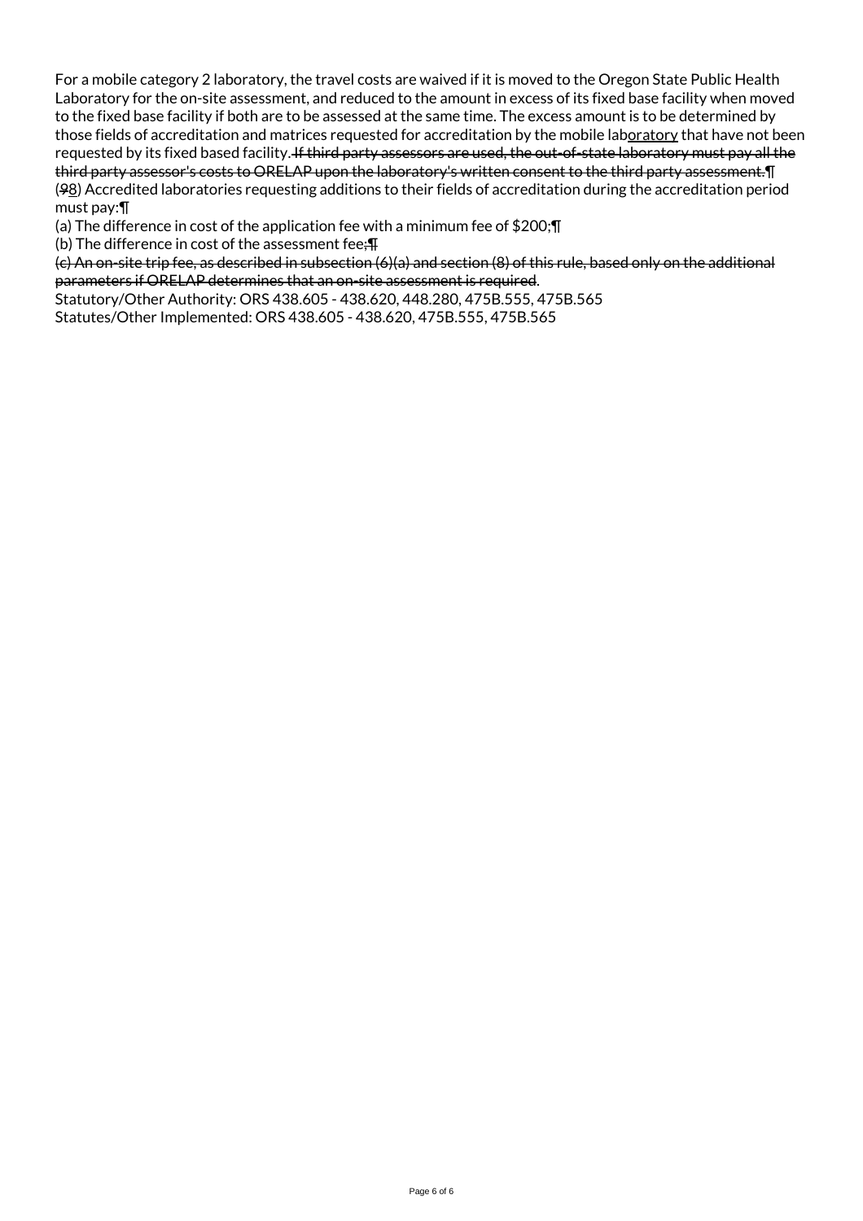For a mobile category 2 laboratory, the travel costs are waived if it is moved to the Oregon State Public Health Laboratory for the on-site assessment, and reduced to the amount in excess of its fixed base facility when moved to the fixed base facility if both are to be assessed at the same time. The excess amount is to be determined by those fields of accreditation and matrices requested for accreditation by the mobile lab<u>oratory</u> that have not been requested by its fixed based facility.~~ If third party assessors are used, the out-of-state laboratory must pay all the third party assessor's costs to ORELAP upon the laboratory's written consent to the third party assessment.~~¶
(~~9~~<u>8</u>) Accredited laboratories requesting additions to their fields of accreditation during the accreditation period must pay:¶
(a) The difference in cost of the application fee with a minimum fee of $200;¶
(b) The difference in cost of the assessment fee~~;¶~~
~~(c) An on-site trip fee, as described in subsection (6)(a) and section (8) of this rule, based only on the additional parameters if ORELAP determines that an on-site assessment is required~~.
Statutory/Other Authority: ORS 438.605 - 438.620, 448.280, 475B.555, 475B.565
Statutes/Other Implemented: ORS 438.605 - 438.620, 475B.555, 475B.565